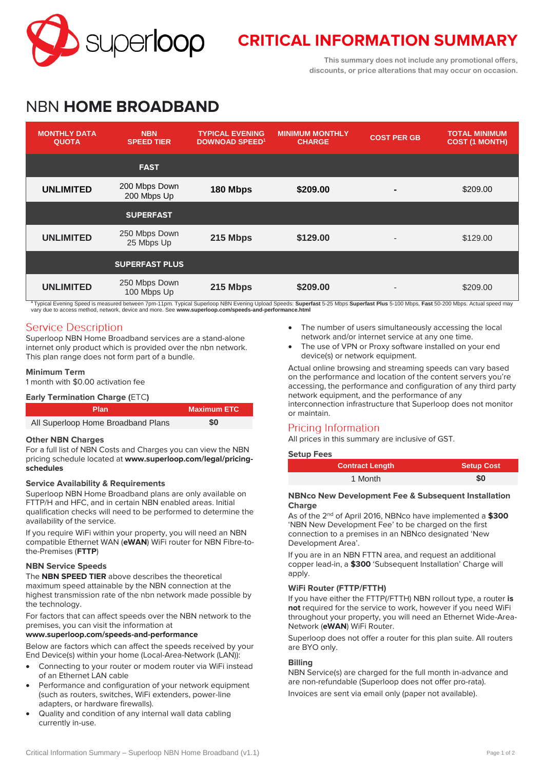# CRITICAL INFORMATION SUMMARY

This summary does not include any promotional offers, discounts, or price alterations that may occur on occasion.

# NBN **HOME BROADBAND**

| MONTHLY DATA QUOTA | NBN SPEED TIER | TYPICAL EVENING DOWNOAD SPEED[1] | MINIMUM MONTHLY CHARGE | COST PER GB | TOTAL MINIMUM COST (1 MONTH) |
|---|---|---|---|---|---|
| | **FAST** | | | | |
| **UNLIMITED** | 200 Mbps Down 200 Mbps Up | **180 Mbps** | **$209.00** | - | $209.00 |
| | **SUPERFAST** | | | | |
| **UNLIMITED** | 250 Mbps Down 25 Mbps Up | **215 Mbps** | **$129.00** | - | $129.00 |
| | **SUPERFAST PLUS** | | | | |
| **UNLIMITED** | 250 Mbps Down 100 Mbps Up | **215 Mbps** | **$209.00** | - | $209.00 |

[1] Typical Evening Speed is measured between 7pm-11pm. Typical Superloop NBN Evening Upload Speeds: **Superfast** 5-25 Mbps **Superfast Plus** 5-100 Mbps, **Fast** 50-200 Mbps. Actual speed may vary due to access method, network, device and more. See **www.superloop.com/speeds-and-performance.html**

## Service Description

Superloop NBN Home Broadband services are a stand-alone internet only product which is provided over the nbn network. This plan range does not form part of a bundle.

### Minimum Term

1 month with $0.00 activation fee

### Early Termination Charge (ETC)

| Plan | Maximum ETC |
|---|---|
| All Superloop Home Broadband Plans | **$0** |

### Other NBN Charges

For a full list of NBN Costs and Charges you can view the NBN pricing schedule located at **www.superloop.com/legal/pricing-schedules**

### Service Availability & Requirements

Superloop NBN Home Broadband plans are only available on FTTP/H and HFC, and in certain NBN enabled areas. Initial qualification checks will need to be performed to determine the availability of the service.

If you require WiFi within your property, you will need an NBN compatible Ethernet WAN (**eWAN**) WiFi router for NBN Fibre-to-the-Premises (**FTTP**)

### NBN Service Speeds

The **NBN SPEED TIER** above describes the theoretical maximum speed attainable by the NBN connection at the highest transmission rate of the nbn network made possible by the technology.

For factors that can affect speeds over the NBN network to the premises, you can visit the information at **www.superloop.com/speeds-and-performance**

Below are factors which can affect the speeds received by your End Device(s) within your home (Local-Area-Network (LAN)):

- Connecting to your router or modem router via WiFi instead of an Ethernet LAN cable
- Performance and configuration of your network equipment (such as routers, switches, WiFi extenders, power-line adapters, or hardware firewalls).
- Quality and condition of any internal wall data cabling currently in-use.
- The number of users simultaneously accessing the local network and/or internet service at any one time.
- The use of VPN or Proxy software installed on your end device(s) or network equipment.

Actual online browsing and streaming speeds can vary based on the performance and location of the content servers you're accessing, the performance and configuration of any third party network equipment, and the performance of any interconnection infrastructure that Superloop does not monitor or maintain.

## Pricing Information

All prices in this summary are inclusive of GST.

### Setup Fees

| Contract Length | Setup Cost |
|---|---|
| 1 Month | **$0** |

### NBNco New Development Fee & Subsequent Installation Charge

As of the 2nd of April 2016, NBNco have implemented a **$300** 'NBN New Development Fee' to be charged on the first connection to a premises in an NBNco designated 'New Development Area'.

If you are in an NBN FTTN area, and request an additional copper lead-in, a **$300** 'Subsequent Installation' Charge will apply.

### WiFi Router (FTTP/FTTH)

If you have either the FTTP(/FTTH) NBN rollout type, a router **is not** required for the service to work, however if you need WiFi throughout your property, you will need an Ethernet Wide-Area-Network (**eWAN**) WiFi Router.

Superloop does not offer a router for this plan suite. All routers are BYO only.

### Billing

NBN Service(s) are charged for the full month in-advance and are non-refundable (Superloop does not offer pro-rata).

Invoices are sent via email only (paper not available).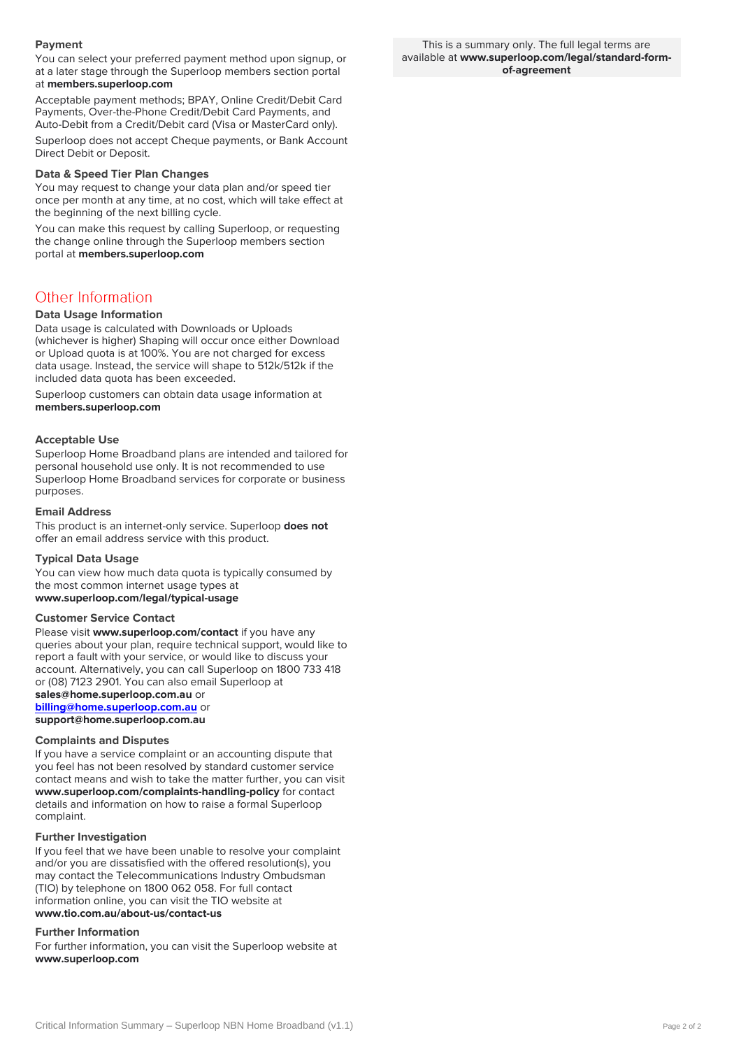### Payment

You can select your preferred payment method upon signup, or at a later stage through the Superloop members section portal at **members.superloop.com**

Acceptable payment methods; BPAY, Online Credit/Debit Card Payments, Over-the-Phone Credit/Debit Card Payments, and Auto-Debit from a Credit/Debit card (Visa or MasterCard only).

Superloop does not accept Cheque payments, or Bank Account Direct Debit or Deposit.

### Data & Speed Tier Plan Changes

You may request to change your data plan and/or speed tier once per month at any time, at no cost, which will take effect at the beginning of the next billing cycle.

You can make this request by calling Superloop, or requesting the change online through the Superloop members section portal at **members.superloop.com**

## Other Information

### Data Usage Information

Data usage is calculated with Downloads or Uploads (whichever is higher) Shaping will occur once either Download or Upload quota is at 100%. You are not charged for excess data usage. Instead, the service will shape to 512k/512k if the included data quota has been exceeded.

Superloop customers can obtain data usage information at **members.superloop.com**

### Acceptable Use

Superloop Home Broadband plans are intended and tailored for personal household use only. It is not recommended to use Superloop Home Broadband services for corporate or business purposes.

### Email Address

This product is an internet-only service. Superloop **does not** offer an email address service with this product.

### Typical Data Usage

You can view how much data quota is typically consumed by the most common internet usage types at **www.superloop.com/legal/typical-usage**

### Customer Service Contact

Please visit **www.superloop.com/contact** if you have any queries about your plan, require technical support, would like to report a fault with your service, or would like to discuss your account. Alternatively, you can call Superloop on 1800 733 418 or (08) 7123 2901. You can also email Superloop at **sales@home.superloop.com.au** or **billing@home.superloop.com.au** or **support@home.superloop.com.au**

### Complaints and Disputes

If you have a service complaint or an accounting dispute that you feel has not been resolved by standard customer service contact means and wish to take the matter further, you can visit **www.superloop.com/complaints-handling-policy** for contact details and information on how to raise a formal Superloop complaint.

### Further Investigation

If you feel that we have been unable to resolve your complaint and/or you are dissatisfied with the offered resolution(s), you may contact the Telecommunications Industry Ombudsman (TIO) by telephone on 1800 062 058. For full contact information online, you can visit the TIO website at **www.tio.com.au/about-us/contact-us**

### Further Information

For further information, you can visit the Superloop website at **www.superloop.com**

This is a summary only. The full legal terms are available at **www.superloop.com/legal/standard-form-of-agreement**